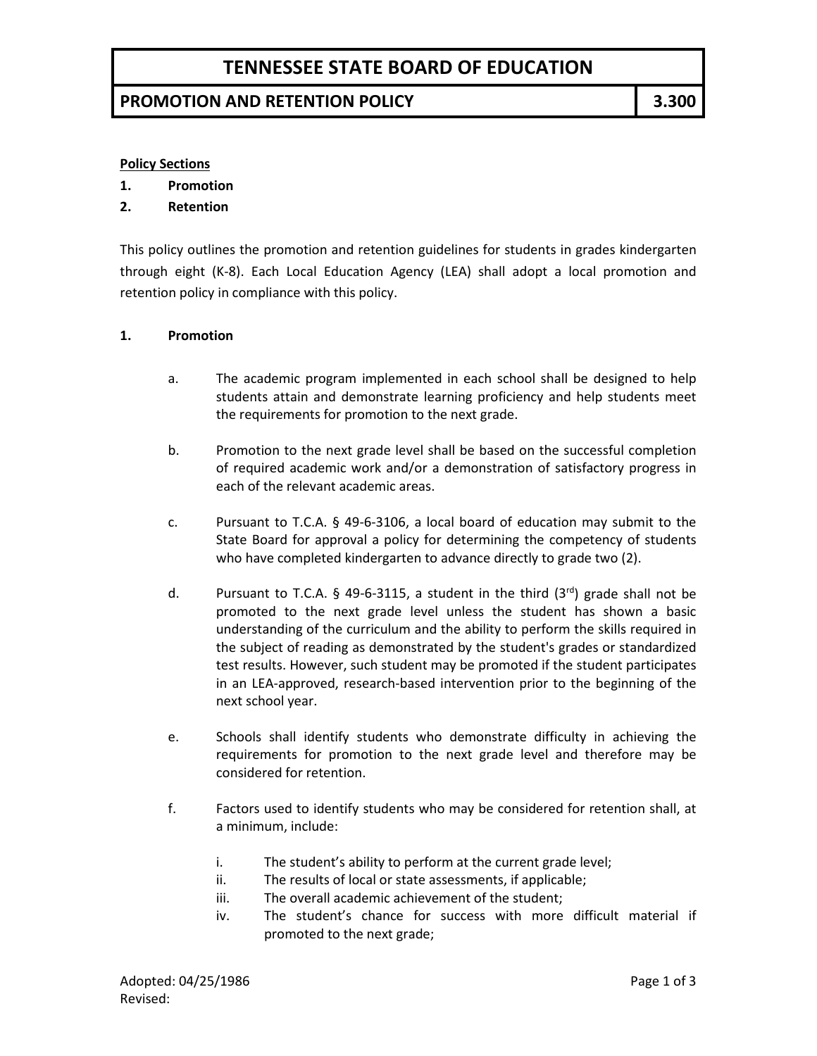# TENNESSEE STATE BOARD OF EDUCATION

## PROMOTION AND RETENTION POLICY 3.300

**Policy Sections**

1. **Promotion**
2. **Retention**

This policy outlines the promotion and retention guidelines for students in grades kindergarten through eight (K-8). Each Local Education Agency (LEA) shall adopt a local promotion and retention policy in compliance with this policy.

### 1. Promotion

a. The academic program implemented in each school shall be designed to help students attain and demonstrate learning proficiency and help students meet the requirements for promotion to the next grade.

b. Promotion to the next grade level shall be based on the successful completion of required academic work and/or a demonstration of satisfactory progress in each of the relevant academic areas.

c. Pursuant to T.C.A. § 49-6-3106, a local board of education may submit to the State Board for approval a policy for determining the competency of students who have completed kindergarten to advance directly to grade two (2).

d. Pursuant to T.C.A. § 49-6-3115, a student in the third (3rd) grade shall not be promoted to the next grade level unless the student has shown a basic understanding of the curriculum and the ability to perform the skills required in the subject of reading as demonstrated by the student's grades or standardized test results. However, such student may be promoted if the student participates in an LEA-approved, research-based intervention prior to the beginning of the next school year.

e. Schools shall identify students who demonstrate difficulty in achieving the requirements for promotion to the next grade level and therefore may be considered for retention.

f. Factors used to identify students who may be considered for retention shall, at a minimum, include:

   i. The student's ability to perform at the current grade level;
   ii. The results of local or state assessments, if applicable;
   iii. The overall academic achievement of the student;
   iv. The student's chance for success with more difficult material if promoted to the next grade;

Adopted: 04/25/1986
Revised: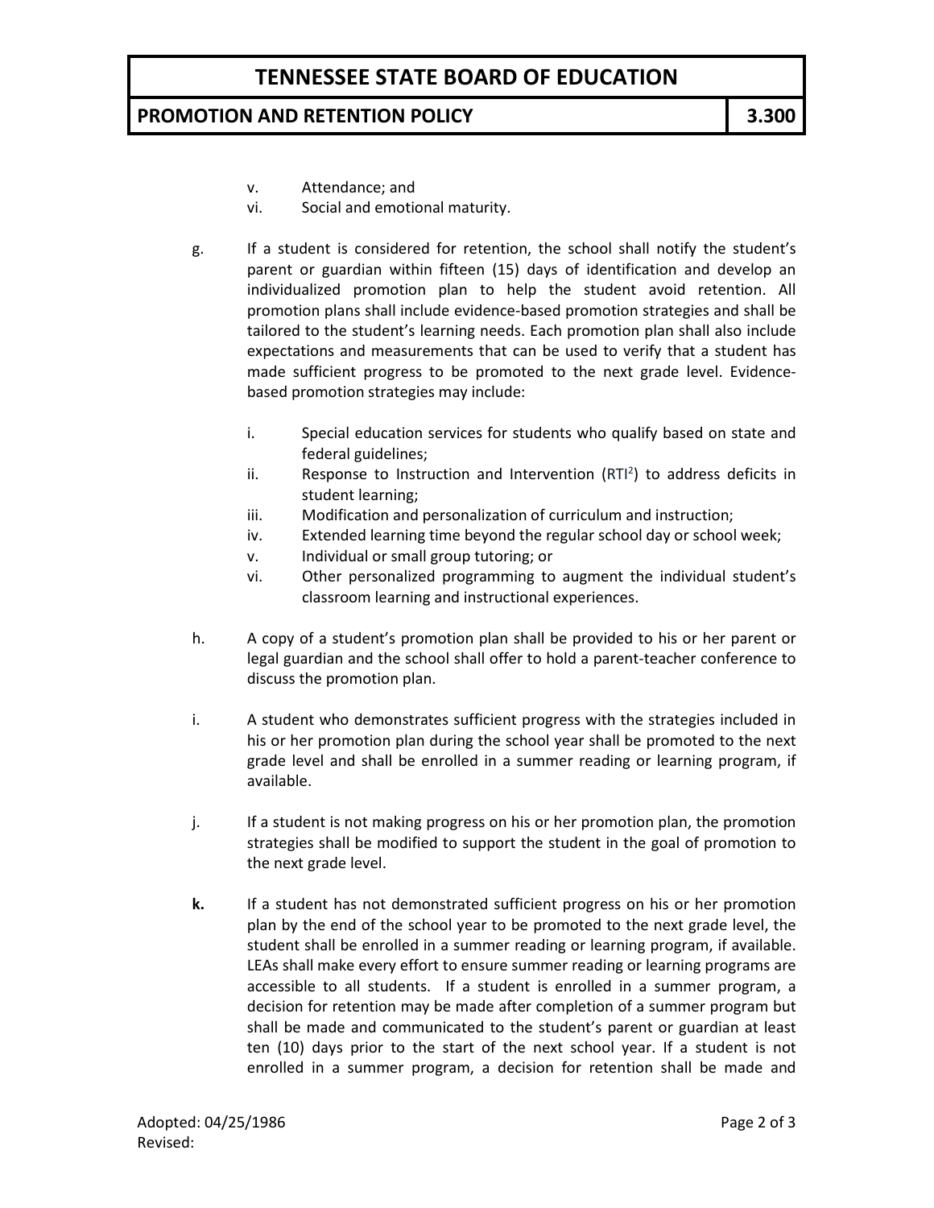v. Attendance; and

vi. Social and emotional maturity.

g. If a student is considered for retention, the school shall notify the student's parent or guardian within fifteen (15) days of identification and develop an individualized promotion plan to help the student avoid retention. All promotion plans shall include evidence-based promotion strategies and shall be tailored to the student's learning needs. Each promotion plan shall also include expectations and measurements that can be used to verify that a student has made sufficient progress to be promoted to the next grade level. Evidence-based promotion strategies may include:

   i. Special education services for students who qualify based on state and federal guidelines;

   ii. Response to Instruction and Intervention ($RTI^2$) to address deficits in student learning;

   iii. Modification and personalization of curriculum and instruction;

   iv. Extended learning time beyond the regular school day or school week;

   v. Individual or small group tutoring; or

   vi. Other personalized programming to augment the individual student's classroom learning and instructional experiences.

h. A copy of a student's promotion plan shall be provided to his or her parent or legal guardian and the school shall offer to hold a parent-teacher conference to discuss the promotion plan.

i. A student who demonstrates sufficient progress with the strategies included in his or her promotion plan during the school year shall be promoted to the next grade level and shall be enrolled in a summer reading or learning program, if available.

j. If a student is not making progress on his or her promotion plan, the promotion strategies shall be modified to support the student in the goal of promotion to the next grade level.

**k.** If a student has not demonstrated sufficient progress on his or her promotion plan by the end of the school year to be promoted to the next grade level, the student shall be enrolled in a summer reading or learning program, if available. LEAs shall make every effort to ensure summer reading or learning programs are accessible to all students. If a student is enrolled in a summer program, a decision for retention may be made after completion of a summer program but shall be made and communicated to the student's parent or guardian at least ten (10) days prior to the start of the next school year. If a student is not enrolled in a summer program, a decision for retention shall be made and

Adopted: 04/25/1986
Revised: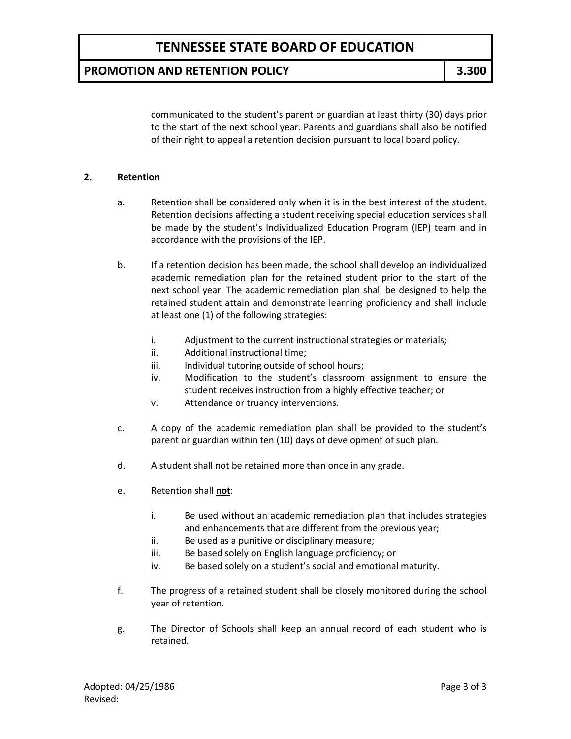communicated to the student's parent or guardian at least thirty (30) days prior to the start of the next school year. Parents and guardians shall also be notified of their right to appeal a retention decision pursuant to local board policy.

**2. Retention**

a. Retention shall be considered only when it is in the best interest of the student. Retention decisions affecting a student receiving special education services shall be made by the student's Individualized Education Program (IEP) team and in accordance with the provisions of the IEP.

b. If a retention decision has been made, the school shall develop an individualized academic remediation plan for the retained student prior to the start of the next school year. The academic remediation plan shall be designed to help the retained student attain and demonstrate learning proficiency and shall include at least one (1) of the following strategies:

   i. Adjustment to the current instructional strategies or materials;
   ii. Additional instructional time;
   iii. Individual tutoring outside of school hours;
   iv. Modification to the student's classroom assignment to ensure the student receives instruction from a highly effective teacher; or
   v. Attendance or truancy interventions.

c. A copy of the academic remediation plan shall be provided to the student's parent or guardian within ten (10) days of development of such plan.

d. A student shall not be retained more than once in any grade.

e. Retention shall **<u>not</u>**:

   i. Be used without an academic remediation plan that includes strategies and enhancements that are different from the previous year;
   ii. Be used as a punitive or disciplinary measure;
   iii. Be based solely on English language proficiency; or
   iv. Be based solely on a student's social and emotional maturity.

f. The progress of a retained student shall be closely monitored during the school year of retention.

g. The Director of Schools shall keep an annual record of each student who is retained.

Adopted: 04/25/1986
Revised: